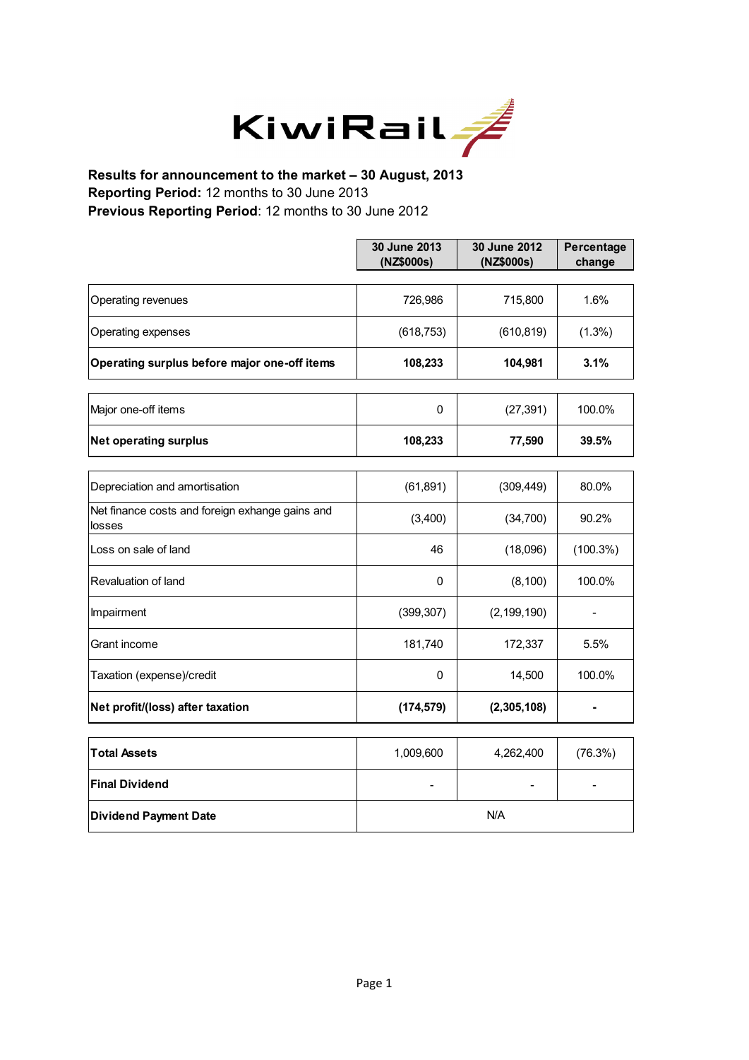# KiwiRail

**Results for announcement to the market – 30 August, 2013**
**Reporting Period:** 12 months to 30 June 2013
**Previous Reporting Period**: 12 months to 30 June 2012

| | 30 June 2013 (NZ$000s) | 30 June 2012 (NZ$000s) | Percentage change |
|---|---|---|---|
| Operating revenues | 726,986 | 715,800 | 1.6% |
| Operating expenses | (618,753) | (610,819) | (1.3%) |
| **Operating surplus before major one-off items** | **108,233** | **104,981** | **3.1%** |
| Major one-off items | 0 | (27,391) | 100.0% |
| **Net operating surplus** | **108,233** | **77,590** | **39.5%** |
| Depreciation and amortisation | (61,891) | (309,449) | 80.0% |
| Net finance costs and foreign exhange gains and losses | (3,400) | (34,700) | 90.2% |
| Loss on sale of land | 46 | (18,096) | (100.3%) |
| Revaluation of land | 0 | (8,100) | 100.0% |
| Impairment | (399,307) | (2,199,190) | - |
| Grant income | 181,740 | 172,337 | 5.5% |
| Taxation (expense)/credit | 0 | 14,500 | 100.0% |
| **Net profit/(loss) after taxation** | **(174,579)** | **(2,305,108)** | **-** |
| **Total Assets** | 1,009,600 | 4,262,400 | (76.3%) |
| **Final Dividend** | - | - | - |
| **Dividend Payment Date** | N/A | | |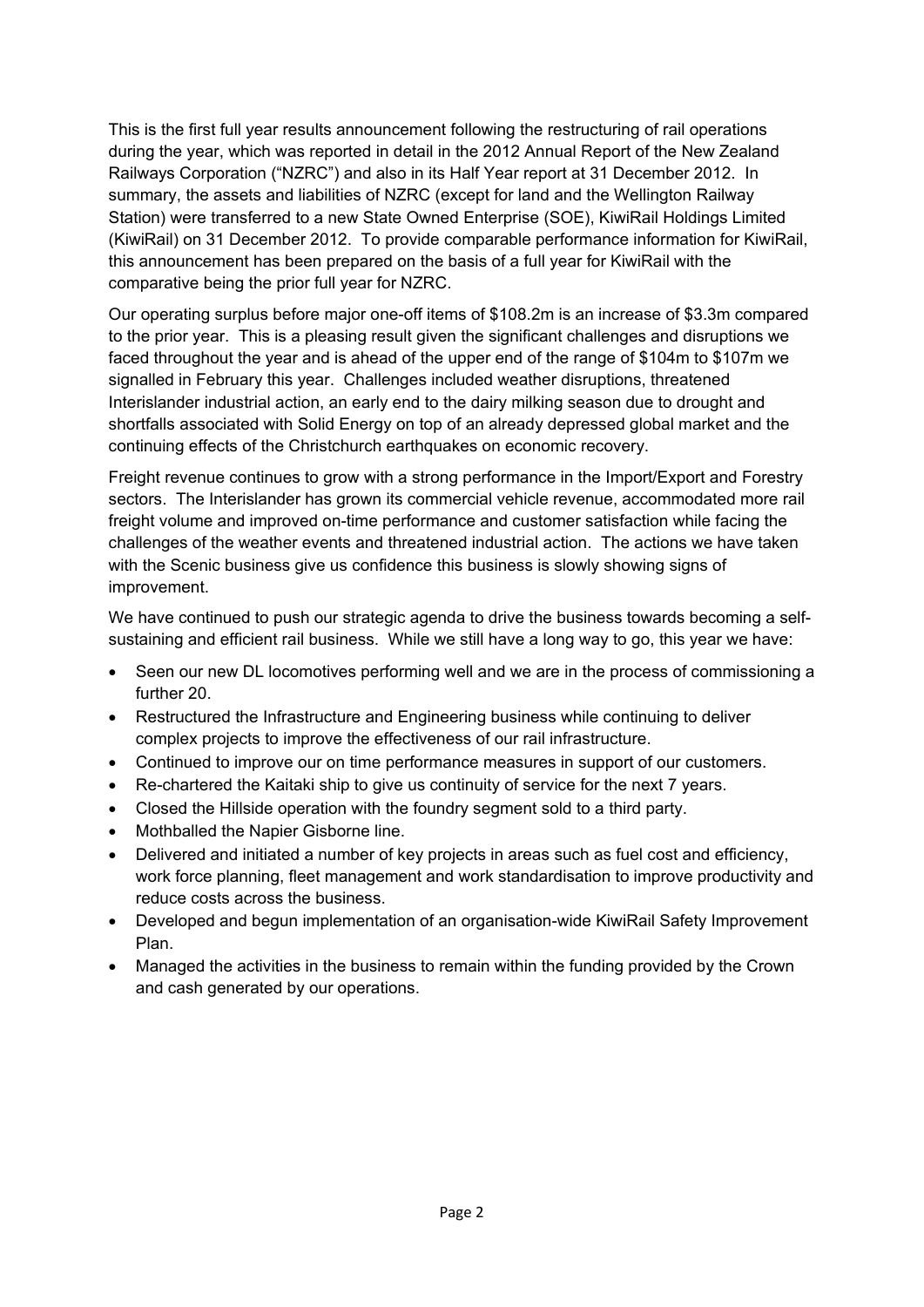This is the first full year results announcement following the restructuring of rail operations during the year, which was reported in detail in the 2012 Annual Report of the New Zealand Railways Corporation ("NZRC") and also in its Half Year report at 31 December 2012. In summary, the assets and liabilities of NZRC (except for land and the Wellington Railway Station) were transferred to a new State Owned Enterprise (SOE), KiwiRail Holdings Limited (KiwiRail) on 31 December 2012. To provide comparable performance information for KiwiRail, this announcement has been prepared on the basis of a full year for KiwiRail with the comparative being the prior full year for NZRC.

Our operating surplus before major one-off items of $108.2m is an increase of $3.3m compared to the prior year. This is a pleasing result given the significant challenges and disruptions we faced throughout the year and is ahead of the upper end of the range of $104m to $107m we signalled in February this year. Challenges included weather disruptions, threatened Interislander industrial action, an early end to the dairy milking season due to drought and shortfalls associated with Solid Energy on top of an already depressed global market and the continuing effects of the Christchurch earthquakes on economic recovery.

Freight revenue continues to grow with a strong performance in the Import/Export and Forestry sectors. The Interislander has grown its commercial vehicle revenue, accommodated more rail freight volume and improved on-time performance and customer satisfaction while facing the challenges of the weather events and threatened industrial action. The actions we have taken with the Scenic business give us confidence this business is slowly showing signs of improvement.

We have continued to push our strategic agenda to drive the business towards becoming a self-sustaining and efficient rail business. While we still have a long way to go, this year we have:

- Seen our new DL locomotives performing well and we are in the process of commissioning a further 20.
- Restructured the Infrastructure and Engineering business while continuing to deliver complex projects to improve the effectiveness of our rail infrastructure.
- Continued to improve our on time performance measures in support of our customers.
- Re-chartered the Kaitaki ship to give us continuity of service for the next 7 years.
- Closed the Hillside operation with the foundry segment sold to a third party.
- Mothballed the Napier Gisborne line.
- Delivered and initiated a number of key projects in areas such as fuel cost and efficiency, work force planning, fleet management and work standardisation to improve productivity and reduce costs across the business.
- Developed and begun implementation of an organisation-wide KiwiRail Safety Improvement Plan.
- Managed the activities in the business to remain within the funding provided by the Crown and cash generated by our operations.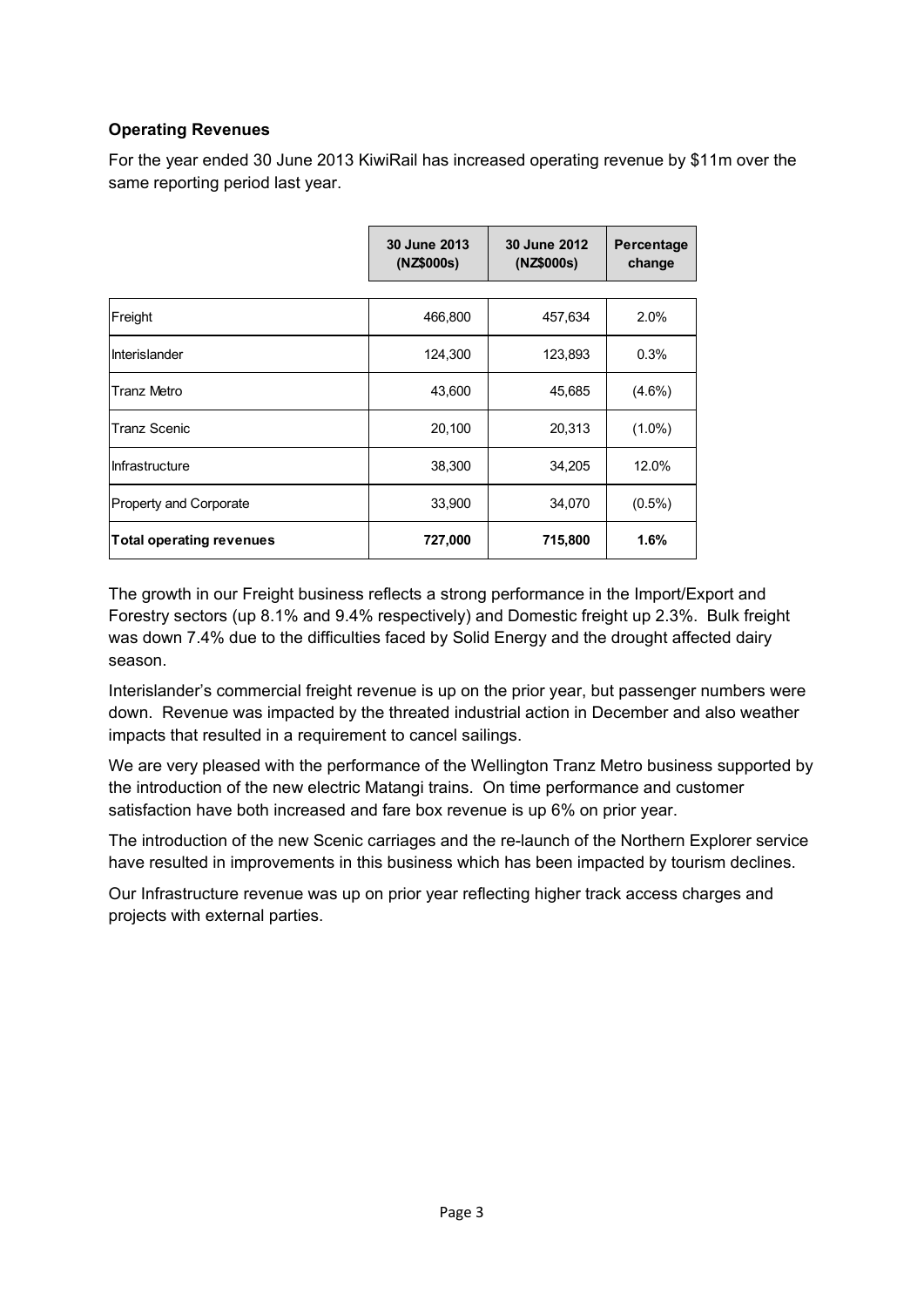### Operating Revenues

For the year ended 30 June 2013 KiwiRail has increased operating revenue by $11m over the same reporting period last year.

| | 30 June 2013 (NZ$000s) | 30 June 2012 (NZ$000s) | Percentage change |
|---|---|---|---|
| Freight | 466,800 | 457,634 | 2.0% |
| Interislander | 124,300 | 123,893 | 0.3% |
| Tranz Metro | 43,600 | 45,685 | (4.6%) |
| Tranz Scenic | 20,100 | 20,313 | (1.0%) |
| Infrastructure | 38,300 | 34,205 | 12.0% |
| Property and Corporate | 33,900 | 34,070 | (0.5%) |
| **Total operating revenues** | **727,000** | **715,800** | **1.6%** |

The growth in our Freight business reflects a strong performance in the Import/Export and Forestry sectors (up 8.1% and 9.4% respectively) and Domestic freight up 2.3%. Bulk freight was down 7.4% due to the difficulties faced by Solid Energy and the drought affected dairy season.

Interislander's commercial freight revenue is up on the prior year, but passenger numbers were down. Revenue was impacted by the threated industrial action in December and also weather impacts that resulted in a requirement to cancel sailings.

We are very pleased with the performance of the Wellington Tranz Metro business supported by the introduction of the new electric Matangi trains. On time performance and customer satisfaction have both increased and fare box revenue is up 6% on prior year.

The introduction of the new Scenic carriages and the re-launch of the Northern Explorer service have resulted in improvements in this business which has been impacted by tourism declines.

Our Infrastructure revenue was up on prior year reflecting higher track access charges and projects with external parties.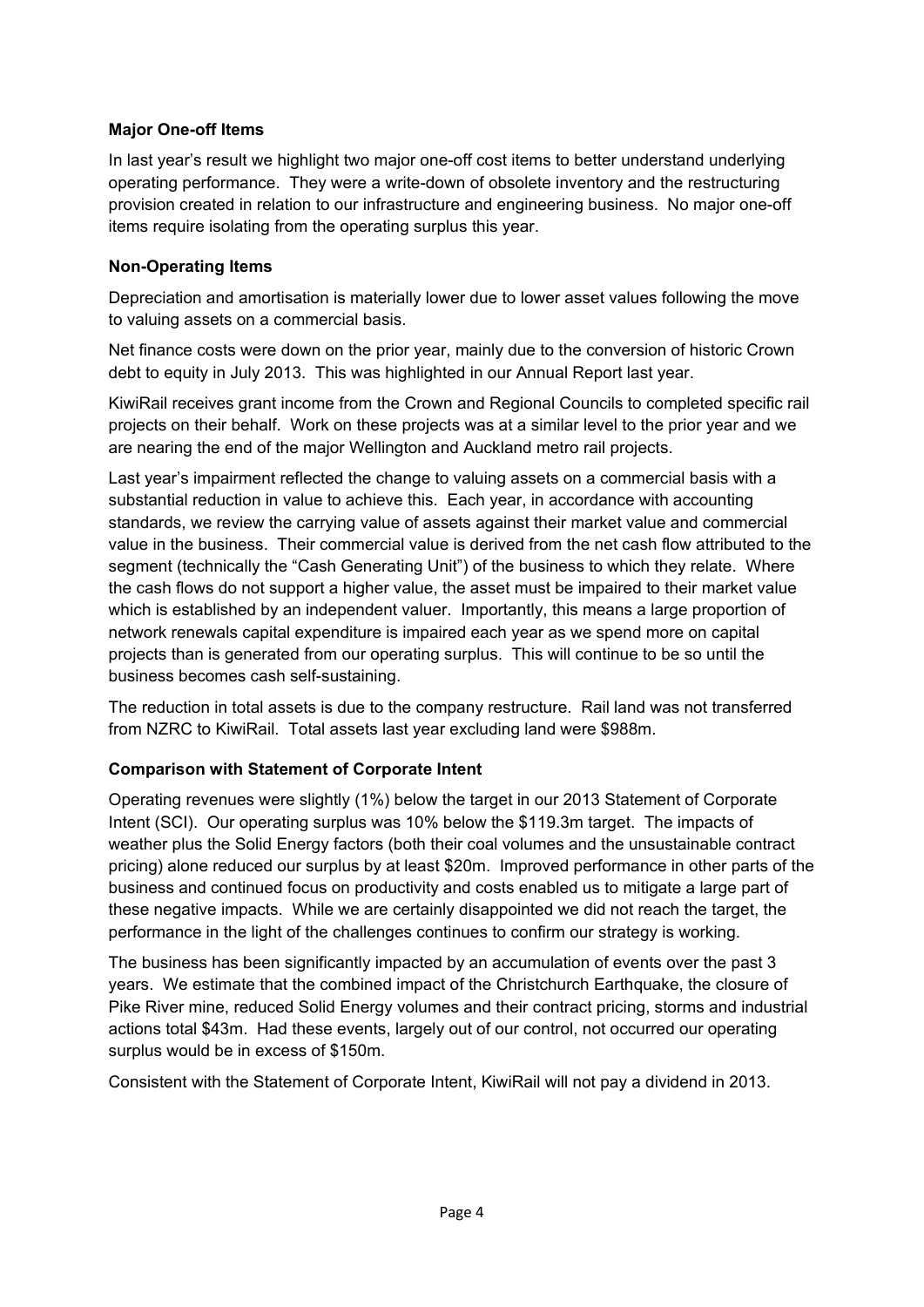### Major One-off Items

In last year's result we highlight two major one-off cost items to better understand underlying operating performance. They were a write-down of obsolete inventory and the restructuring provision created in relation to our infrastructure and engineering business. No major one-off items require isolating from the operating surplus this year.

### Non-Operating Items

Depreciation and amortisation is materially lower due to lower asset values following the move to valuing assets on a commercial basis.

Net finance costs were down on the prior year, mainly due to the conversion of historic Crown debt to equity in July 2013. This was highlighted in our Annual Report last year.

KiwiRail receives grant income from the Crown and Regional Councils to completed specific rail projects on their behalf. Work on these projects was at a similar level to the prior year and we are nearing the end of the major Wellington and Auckland metro rail projects.

Last year's impairment reflected the change to valuing assets on a commercial basis with a substantial reduction in value to achieve this. Each year, in accordance with accounting standards, we review the carrying value of assets against their market value and commercial value in the business. Their commercial value is derived from the net cash flow attributed to the segment (technically the "Cash Generating Unit") of the business to which they relate. Where the cash flows do not support a higher value, the asset must be impaired to their market value which is established by an independent valuer. Importantly, this means a large proportion of network renewals capital expenditure is impaired each year as we spend more on capital projects than is generated from our operating surplus. This will continue to be so until the business becomes cash self-sustaining.

The reduction in total assets is due to the company restructure. Rail land was not transferred from NZRC to KiwiRail. Total assets last year excluding land were $988m.

### Comparison with Statement of Corporate Intent

Operating revenues were slightly (1%) below the target in our 2013 Statement of Corporate Intent (SCI). Our operating surplus was 10% below the $119.3m target. The impacts of weather plus the Solid Energy factors (both their coal volumes and the unsustainable contract pricing) alone reduced our surplus by at least $20m. Improved performance in other parts of the business and continued focus on productivity and costs enabled us to mitigate a large part of these negative impacts. While we are certainly disappointed we did not reach the target, the performance in the light of the challenges continues to confirm our strategy is working.

The business has been significantly impacted by an accumulation of events over the past 3 years. We estimate that the combined impact of the Christchurch Earthquake, the closure of Pike River mine, reduced Solid Energy volumes and their contract pricing, storms and industrial actions total $43m. Had these events, largely out of our control, not occurred our operating surplus would be in excess of $150m.

Consistent with the Statement of Corporate Intent, KiwiRail will not pay a dividend in 2013.